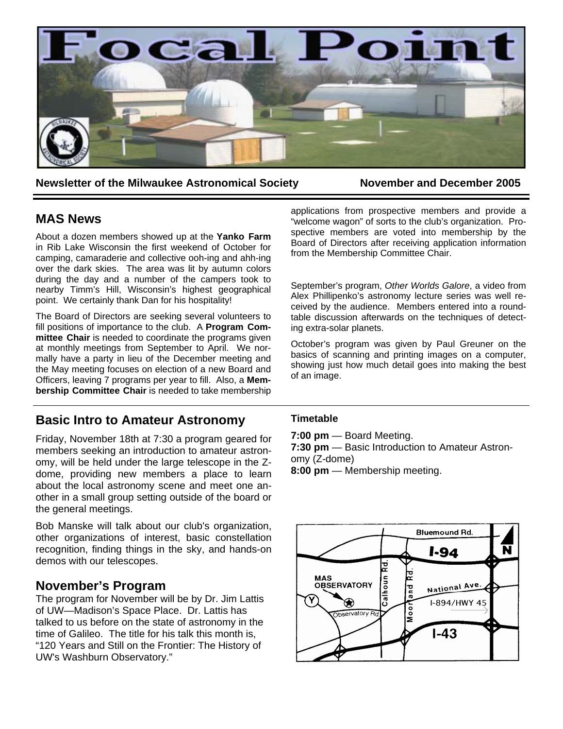# Focal Point

**Newsletter of the Milwaukee Astronomical Society** **November and December 2005**

## MAS News

About a dozen members showed up at the **Yanko Farm** in Rib Lake Wisconsin the first weekend of October for camping, camaraderie and collective ooh-ing and ahh-ing over the dark skies. The area was lit by autumn colors during the day and a number of the campers took to nearby Timm's Hill, Wisconsin's highest geographical point. We certainly thank Dan for his hospitality!

The Board of Directors are seeking several volunteers to fill positions of importance to the club. A **Program Committee Chair** is needed to coordinate the programs given at monthly meetings from September to April. We normally have a party in lieu of the December meeting and the May meeting focuses on election of a new Board and Officers, leaving 7 programs per year to fill. Also, a **Membership Committee Chair** is needed to take membership applications from prospective members and provide a "welcome wagon" of sorts to the club's organization. Prospective members are voted into membership by the Board of Directors after receiving application information from the Membership Committee Chair.

September's program, *Other Worlds Galore*, a video from Alex Phillipenko's astronomy lecture series was well received by the audience. Members entered into a round-table discussion afterwards on the techniques of detecting extra-solar planets.

October's program was given by Paul Greuner on the basics of scanning and printing images on a computer, showing just how much detail goes into making the best of an image.

## Basic Intro to Amateur Astronomy

Friday, November 18th at 7:30 a program geared for members seeking an introduction to amateur astronomy, will be held under the large telescope in the Z-dome, providing new members a place to learn about the local astronomy scene and meet one another in a small group setting outside of the board or the general meetings.

Bob Manske will talk about our club's organization, other organizations of interest, basic constellation recognition, finding things in the sky, and hands-on demos with our telescopes.

## November's Program

The program for November will be by Dr. Jim Lattis of UW—Madison's Space Place. Dr. Lattis has talked to us before on the state of astronomy in the time of Galileo. The title for his talk this month is, "120 Years and Still on the Frontier: The History of UW's Washburn Observatory."

### Timetable

**7:00 pm** — Board Meeting.
**7:30 pm** — Basic Introduction to Amateur Astronomy (Z-dome)
**8:00 pm** — Membership meeting.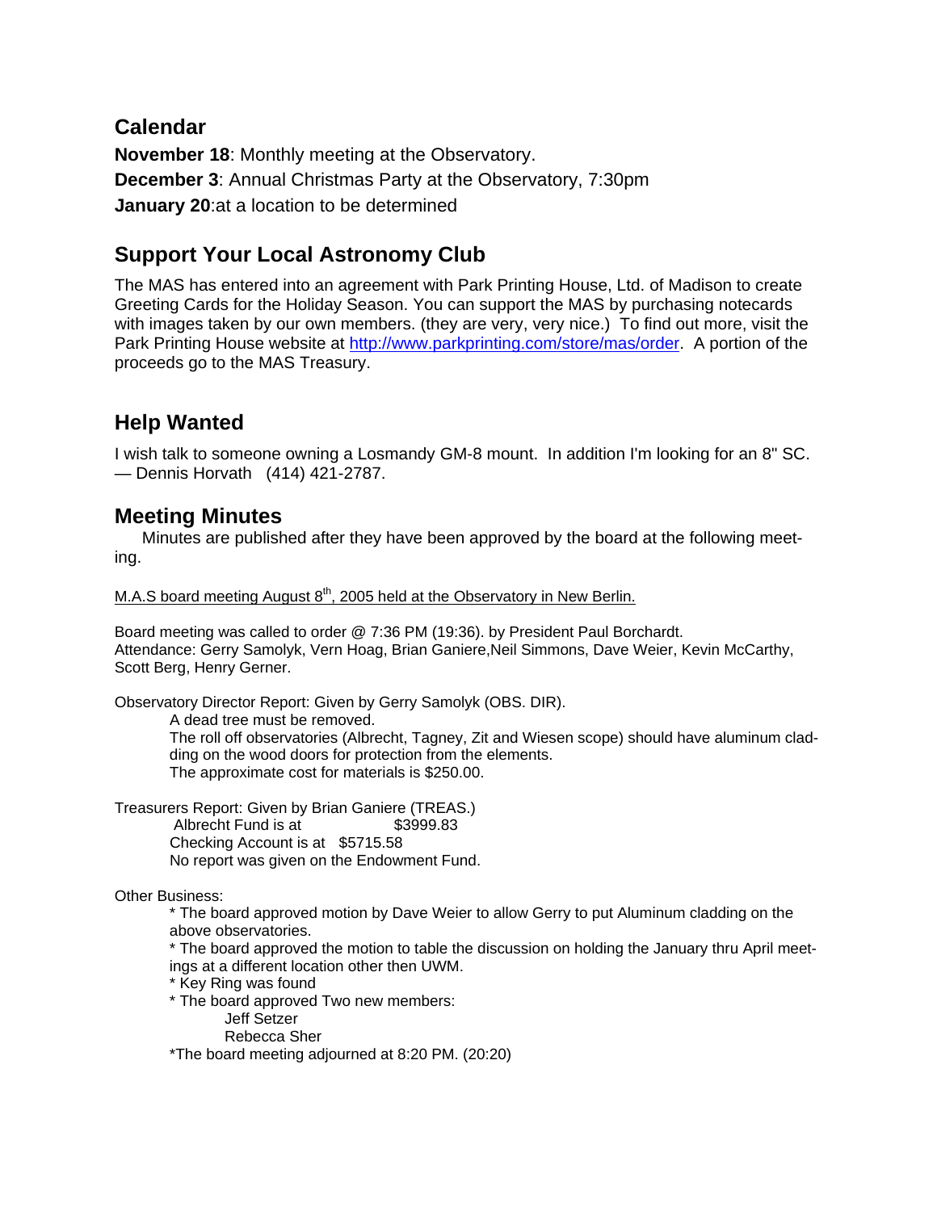## Calendar

**November 18**: Monthly meeting at the Observatory.

**December 3**: Annual Christmas Party at the Observatory, 7:30pm

**January 20**:at a location to be determined

## Support Your Local Astronomy Club

The MAS has entered into an agreement with Park Printing House, Ltd. of Madison to create Greeting Cards for the Holiday Season. You can support the MAS by purchasing notecards with images taken by our own members. (they are very, very nice.) To find out more, visit the Park Printing House website at http://www.parkprinting.com/store/mas/order. A portion of the proceeds go to the MAS Treasury.

## Help Wanted

I wish talk to someone owning a Losmandy GM-8 mount. In addition I'm looking for an 8" SC. — Dennis Horvath (414) 421-2787.

## Meeting Minutes

Minutes are published after they have been approved by the board at the following meeting.

M.A.S board meeting August 8th, 2005 held at the Observatory in New Berlin.

Board meeting was called to order @ 7:36 PM (19:36). by President Paul Borchardt.
Attendance: Gerry Samolyk, Vern Hoag, Brian Ganiere,Neil Simmons, Dave Weier, Kevin McCarthy, Scott Berg, Henry Gerner.

Observatory Director Report: Given by Gerry Samolyk (OBS. DIR).

A dead tree must be removed.
The roll off observatories (Albrecht, Tagney, Zit and Wiesen scope) should have aluminum cladding on the wood doors for protection from the elements.
The approximate cost for materials is $250.00.

Treasurers Report: Given by Brian Ganiere (TREAS.)

Albrecht Fund is at $3999.83
Checking Account is at $5715.58
No report was given on the Endowment Fund.

Other Business:

* The board approved motion by Dave Weier to allow Gerry to put Aluminum cladding on the above observatories.
* The board approved the motion to table the discussion on holding the January thru April meetings at a different location other then UWM.
* Key Ring was found
* The board approved Two new members:
  - Jeff Setzer
  - Rebecca Sher

*The board meeting adjourned at 8:20 PM. (20:20)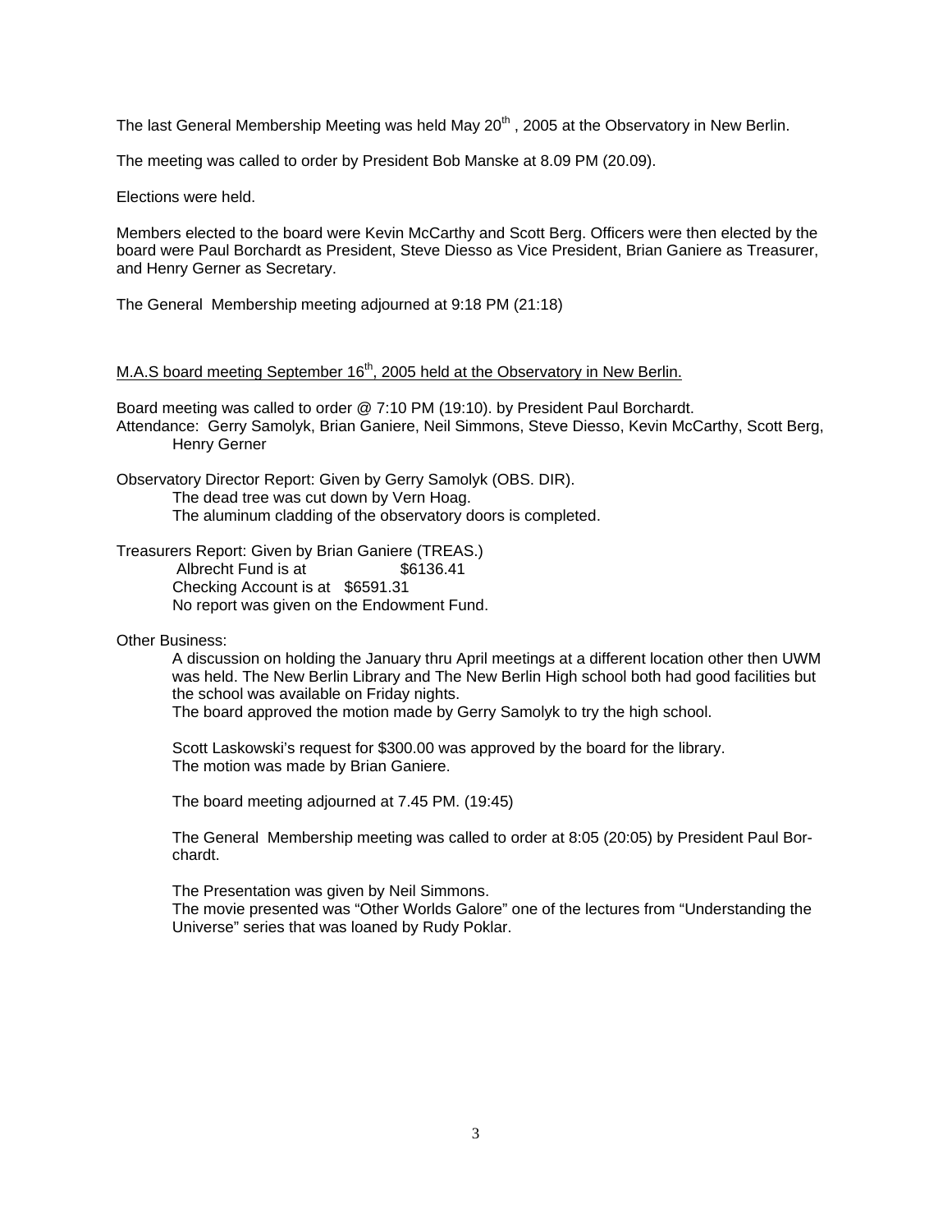The last General Membership Meeting was held May 20th, 2005 at the Observatory in New Berlin.

The meeting was called to order by President Bob Manske at 8.09 PM (20.09).

Elections were held.

Members elected to the board were Kevin McCarthy and Scott Berg. Officers were then elected by the board were Paul Borchardt as President, Steve Diesso as Vice President, Brian Ganiere as Treasurer, and Henry Gerner as Secretary.

The General Membership meeting adjourned at 9:18 PM (21:18)

<u>M.A.S board meeting September 16th, 2005 held at the Observatory in New Berlin.</u>

Board meeting was called to order @ 7:10 PM (19:10). by President Paul Borchardt.
Attendance: Gerry Samolyk, Brian Ganiere, Neil Simmons, Steve Diesso, Kevin McCarthy, Scott Berg, Henry Gerner

Observatory Director Report: Given by Gerry Samolyk (OBS. DIR).
The dead tree was cut down by Vern Hoag.
The aluminum cladding of the observatory doors is completed.

Treasurers Report: Given by Brian Ganiere (TREAS.)
Albrecht Fund is at $6136.41
Checking Account is at $6591.31
No report was given on the Endowment Fund.

Other Business:

A discussion on holding the January thru April meetings at a different location other then UWM was held. The New Berlin Library and The New Berlin High school both had good facilities but the school was available on Friday nights.
The board approved the motion made by Gerry Samolyk to try the high school.

Scott Laskowski's request for $300.00 was approved by the board for the library.
The motion was made by Brian Ganiere.

The board meeting adjourned at 7.45 PM. (19:45)

The General Membership meeting was called to order at 8:05 (20:05) by President Paul Borchardt.

The Presentation was given by Neil Simmons.
The movie presented was "Other Worlds Galore" one of the lectures from "Understanding the Universe" series that was loaned by Rudy Poklar.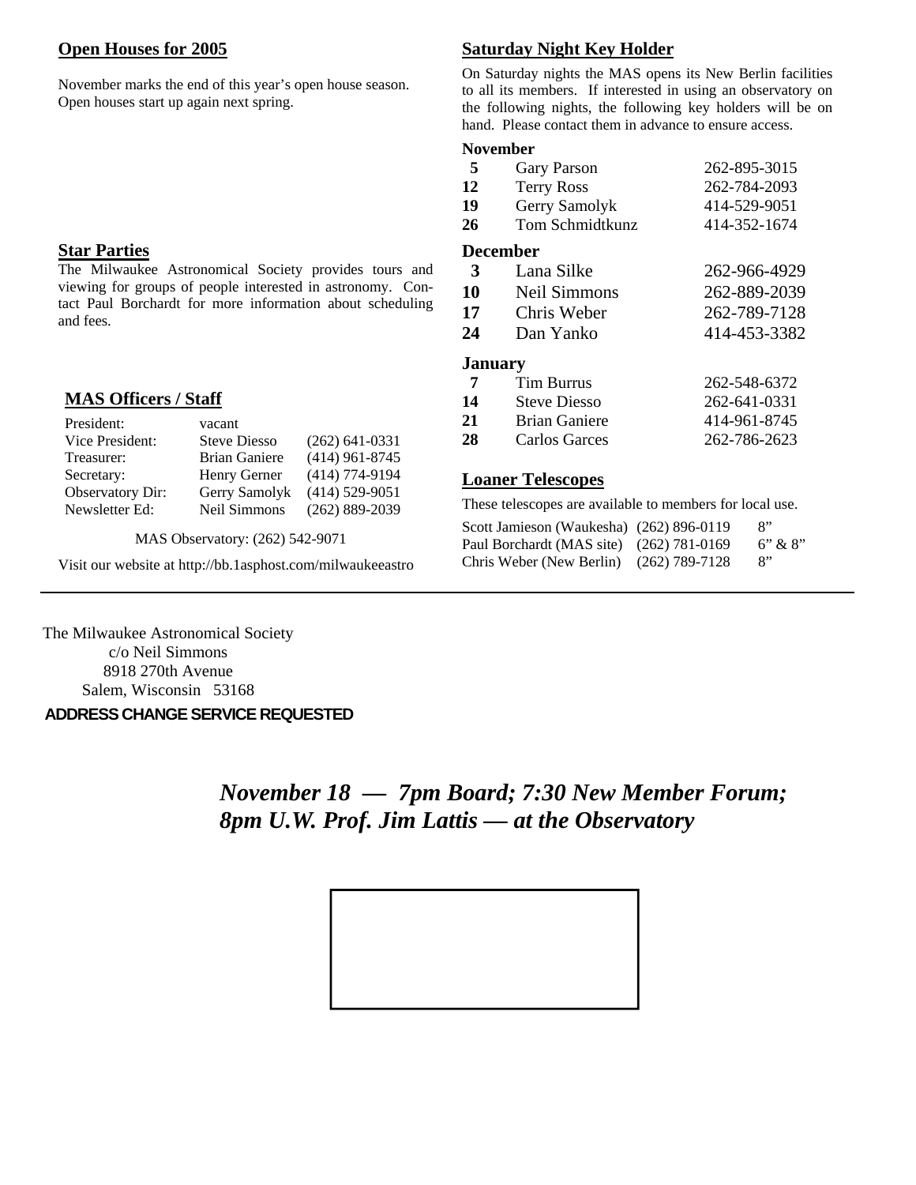## Open Houses for 2005

November marks the end of this year's open house season. Open houses start up again next spring.

## Star Parties

The Milwaukee Astronomical Society provides tours and viewing for groups of people interested in astronomy. Contact Paul Borchardt for more information about scheduling and fees.

## MAS Officers / Staff

| | | |
|---|---|---|
| President: | vacant | |
| Vice President: | Steve Diesso | (262) 641-0331 |
| Treasurer: | Brian Ganiere | (414) 961-8745 |
| Secretary: | Henry Gerner | (414) 774-9194 |
| Observatory Dir: | Gerry Samolyk | (414) 529-9051 |
| Newsletter Ed: | Neil Simmons | (262) 889-2039 |

MAS Observatory: (262) 542-9071

Visit our website at http://bb.1asphost.com/milwaukeeastro

## Saturday Night Key Holder

On Saturday nights the MAS opens its New Berlin facilities to all its members. If interested in using an observatory on the following nights, the following key holders will be on hand. Please contact them in advance to ensure access.

**November**

| | | |
|---|---|---|
| **5** | Gary Parson | 262-895-3015 |
| **12** | Terry Ross | 262-784-2093 |
| **19** | Gerry Samolyk | 414-529-9051 |
| **26** | Tom Schmidtkunz | 414-352-1674 |

**December**

| | | |
|---|---|---|
| **3** | Lana Silke | 262-966-4929 |
| **10** | Neil Simmons | 262-889-2039 |
| **17** | Chris Weber | 262-789-7128 |
| **24** | Dan Yanko | 414-453-3382 |

**January**

| | | |
|---|---|---|
| **7** | Tim Burrus | 262-548-6372 |
| **14** | Steve Diesso | 262-641-0331 |
| **21** | Brian Ganiere | 414-961-8745 |
| **28** | Carlos Garces | 262-786-2623 |

## Loaner Telescopes

These telescopes are available to members for local use.

| | | |
|---|---|---|
| Scott Jamieson (Waukesha) | (262) 896-0119 | 8" |
| Paul Borchardt (MAS site) | (262) 781-0169 | 6" & 8" |
| Chris Weber (New Berlin) | (262) 789-7128 | 8" |

---

The Milwaukee Astronomical Society
c/o Neil Simmons
8918 270th Avenue
Salem, Wisconsin 53168

**ADDRESS CHANGE SERVICE REQUESTED**

***November 18 — 7pm Board; 7:30 New Member Forum; 8pm U.W. Prof. Jim Lattis — at the Observatory***